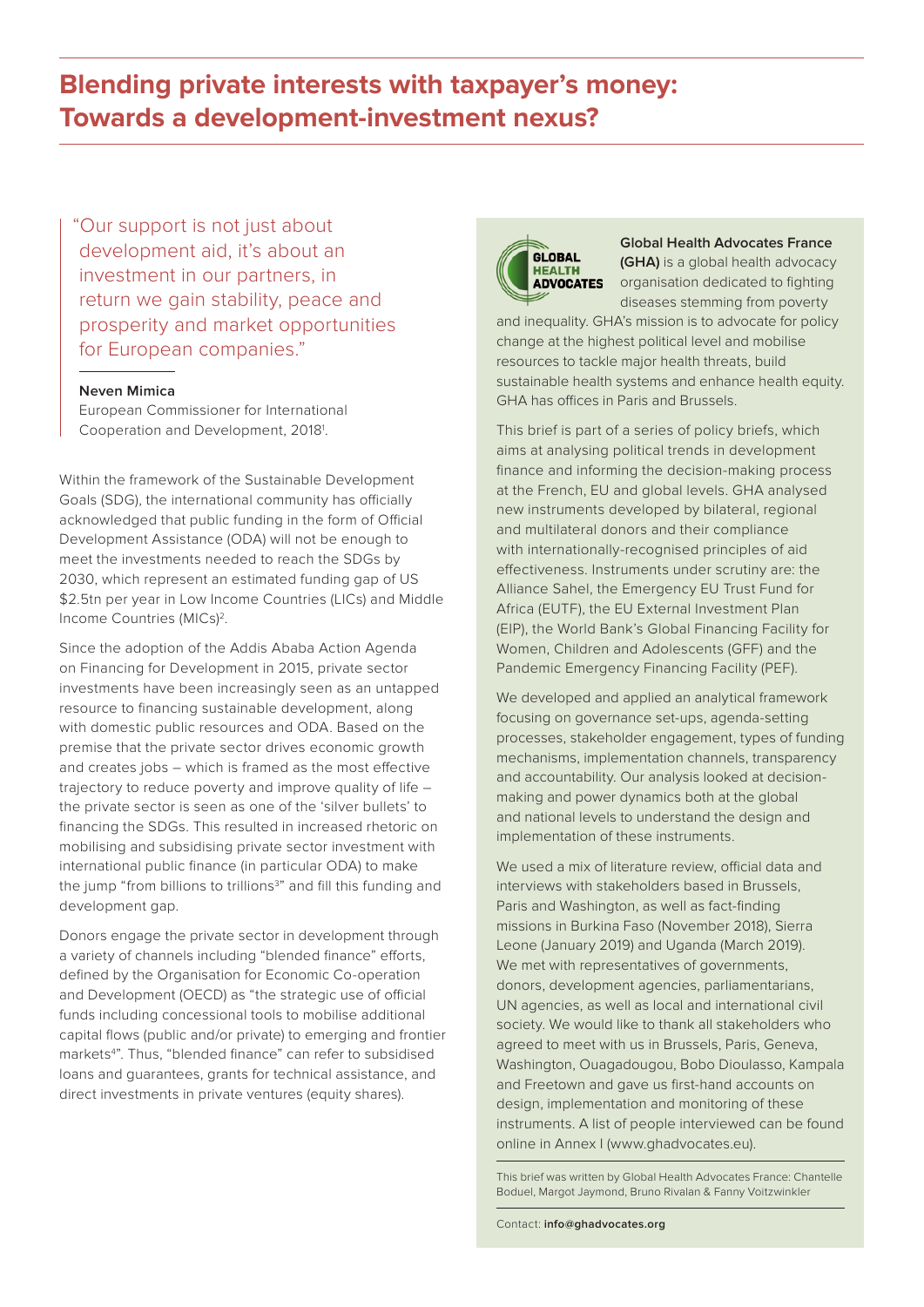# Blending private interests with taxpayer's money: Towards a development-investment nexus?

> "Our support is not just about development aid, it's about an investment in our partners, in return we gain stability, peace and prosperity and market opportunities for European companies."
>
> **Neven Mimica**
> European Commissioner for International Cooperation and Development, 2018[1].

Within the framework of the Sustainable Development Goals (SDG), the international community has officially acknowledged that public funding in the form of Official Development Assistance (ODA) will not be enough to meet the investments needed to reach the SDGs by 2030, which represent an estimated funding gap of US $2.5tn per year in Low Income Countries (LICs) and Middle Income Countries (MICs)[2].

Since the adoption of the Addis Ababa Action Agenda on Financing for Development in 2015, private sector investments have been increasingly seen as an untapped resource to financing sustainable development, along with domestic public resources and ODA. Based on the premise that the private sector drives economic growth and creates jobs – which is framed as the most effective trajectory to reduce poverty and improve quality of life – the private sector is seen as one of the 'silver bullets' to financing the SDGs. This resulted in increased rhetoric on mobilising and subsidising private sector investment with international public finance (in particular ODA) to make the jump "from billions to trillions[3]" and fill this funding and development gap.

Donors engage the private sector in development through a variety of channels including "blended finance" efforts, defined by the Organisation for Economic Co-operation and Development (OECD) as "the strategic use of official funds including concessional tools to mobilise additional capital flows (public and/or private) to emerging and frontier markets[4]". Thus, "blended finance" can refer to subsidised loans and guarantees, grants for technical assistance, and direct investments in private ventures (equity shares).

**Global Health Advocates France (GHA)** is a global health advocacy organisation dedicated to fighting diseases stemming from poverty and inequality. GHA's mission is to advocate for policy change at the highest political level and mobilise resources to tackle major health threats, build sustainable health systems and enhance health equity. GHA has offices in Paris and Brussels.

This brief is part of a series of policy briefs, which aims at analysing political trends in development finance and informing the decision-making process at the French, EU and global levels. GHA analysed new instruments developed by bilateral, regional and multilateral donors and their compliance with internationally-recognised principles of aid effectiveness. Instruments under scrutiny are: the Alliance Sahel, the Emergency EU Trust Fund for Africa (EUTF), the EU External Investment Plan (EIP), the World Bank's Global Financing Facility for Women, Children and Adolescents (GFF) and the Pandemic Emergency Financing Facility (PEF).

We developed and applied an analytical framework focusing on governance set-ups, agenda-setting processes, stakeholder engagement, types of funding mechanisms, implementation channels, transparency and accountability. Our analysis looked at decision-making and power dynamics both at the global and national levels to understand the design and implementation of these instruments.

We used a mix of literature review, official data and interviews with stakeholders based in Brussels, Paris and Washington, as well as fact-finding missions in Burkina Faso (November 2018), Sierra Leone (January 2019) and Uganda (March 2019). We met with representatives of governments, donors, development agencies, parliamentarians, UN agencies, as well as local and international civil society. We would like to thank all stakeholders who agreed to meet with us in Brussels, Paris, Geneva, Washington, Ouagadougou, Bobo Dioulasso, Kampala and Freetown and gave us first-hand accounts on design, implementation and monitoring of these instruments. A list of people interviewed can be found online in Annex I (www.ghadvocates.eu).

This brief was written by Global Health Advocates France: Chantelle Boduel, Margot Jaymond, Bruno Rivalan & Fanny Voitzwinkler

Contact: **info@ghadvocates.org**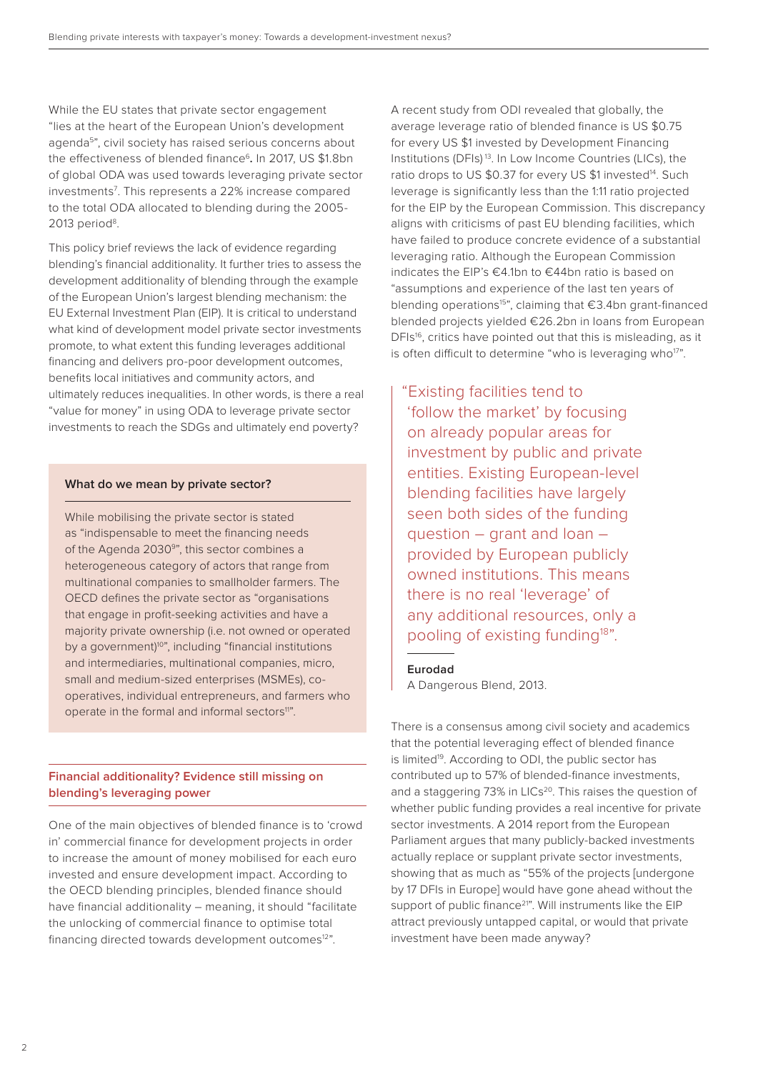While the EU states that private sector engagement "lies at the heart of the European Union's development agenda[5]", civil society has raised serious concerns about the effectiveness of blended finance[6]. In 2017, US $1.8bn of global ODA was used towards leveraging private sector investments[7]. This represents a 22% increase compared to the total ODA allocated to blending during the 2005-2013 period[8].

This policy brief reviews the lack of evidence regarding blending's financial additionality. It further tries to assess the development additionality of blending through the example of the European Union's largest blending mechanism: the EU External Investment Plan (EIP). It is critical to understand what kind of development model private sector investments promote, to what extent this funding leverages additional financing and delivers pro-poor development outcomes, benefits local initiatives and community actors, and ultimately reduces inequalities. In other words, is there a real "value for money" in using ODA to leverage private sector investments to reach the SDGs and ultimately end poverty?

> **What do we mean by private sector?**
>
> While mobilising the private sector is stated as "indispensable to meet the financing needs of the Agenda 2030[9]", this sector combines a heterogeneous category of actors that range from multinational companies to smallholder farmers. The OECD defines the private sector as "organisations that engage in profit-seeking activities and have a majority private ownership (i.e. not owned or operated by a government)[10]", including "financial institutions and intermediaries, multinational companies, micro, small and medium-sized enterprises (MSMEs), co-operatives, individual entrepreneurs, and farmers who operate in the formal and informal sectors[11]".

## Financial additionality? Evidence still missing on blending's leveraging power

One of the main objectives of blended finance is to 'crowd in' commercial finance for development projects in order to increase the amount of money mobilised for each euro invested and ensure development impact. According to the OECD blending principles, blended finance should have financial additionality – meaning, it should "facilitate the unlocking of commercial finance to optimise total financing directed towards development outcomes[12]".

A recent study from ODI revealed that globally, the average leverage ratio of blended finance is US $0.75 for every US $1 invested by Development Financing Institutions (DFIs)[13]. In Low Income Countries (LICs), the ratio drops to US $0.37 for every US $1 invested[14]. Such leverage is significantly less than the 1:11 ratio projected for the EIP by the European Commission. This discrepancy aligns with criticisms of past EU blending facilities, which have failed to produce concrete evidence of a substantial leveraging ratio. Although the European Commission indicates the EIP's €4.1bn to €44bn ratio is based on "assumptions and experience of the last ten years of blending operations[15]", claiming that €3.4bn grant-financed blended projects yielded €26.2bn in loans from European DFIs[16], critics have pointed out that this is misleading, as it is often difficult to determine "who is leveraging who[17]".

> "Existing facilities tend to 'follow the market' by focusing on already popular areas for investment by public and private entities. Existing European-level blending facilities have largely seen both sides of the funding question – grant and loan – provided by European publicly owned institutions. This means there is no real 'leverage' of any additional resources, only a pooling of existing funding[18]".
>
> **Eurodad**
> A Dangerous Blend, 2013.

There is a consensus among civil society and academics that the potential leveraging effect of blended finance is limited[19]. According to ODI, the public sector has contributed up to 57% of blended-finance investments, and a staggering 73% in LICs[20]. This raises the question of whether public funding provides a real incentive for private sector investments. A 2014 report from the European Parliament argues that many publicly-backed investments actually replace or supplant private sector investments, showing that as much as "55% of the projects [undergone by 17 DFIs in Europe] would have gone ahead without the support of public finance[21]". Will instruments like the EIP attract previously untapped capital, or would that private investment have been made anyway?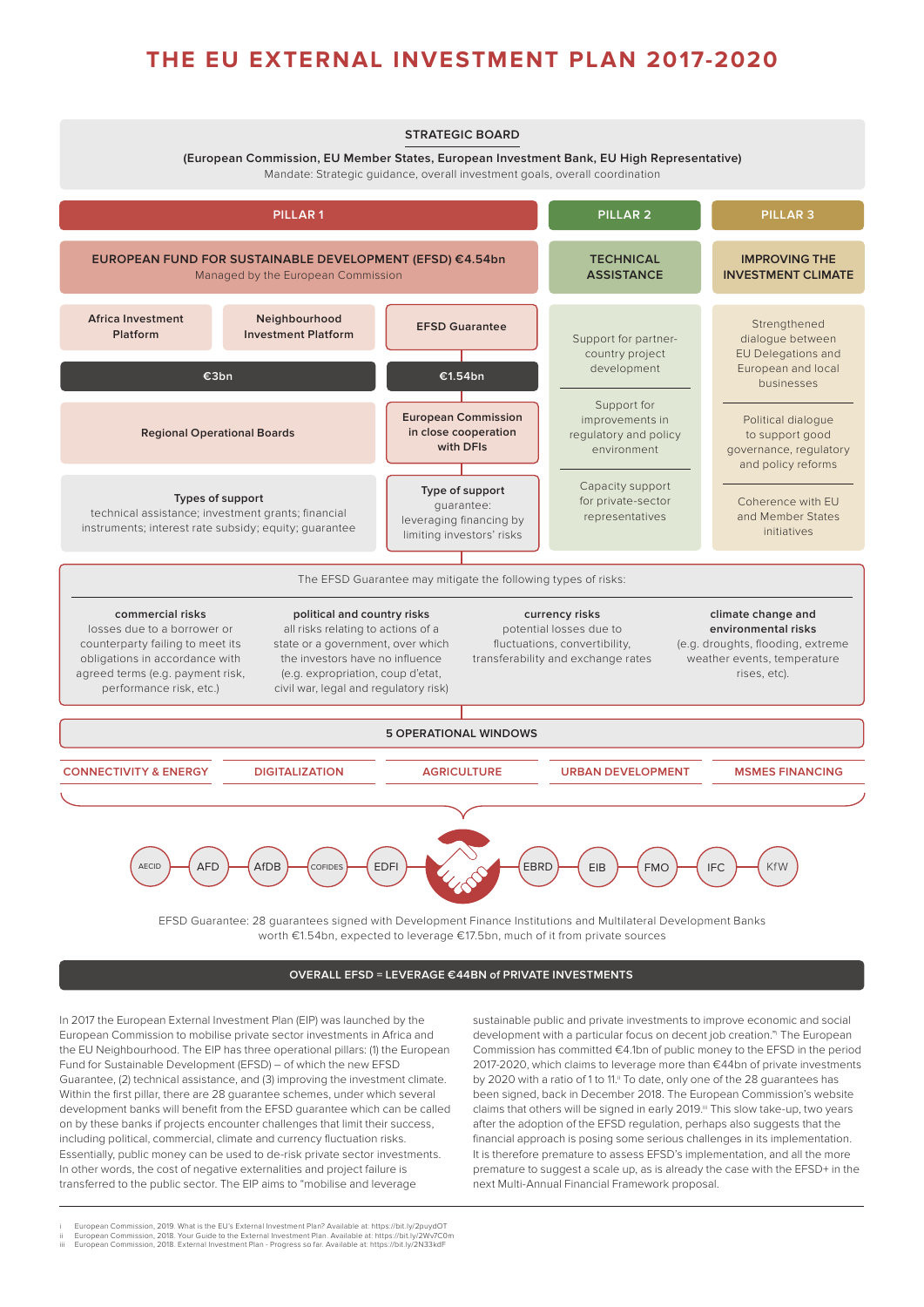# THE EU EXTERNAL INVESTMENT PLAN 2017-2020

**STRATEGIC BOARD**

**(European Commission, EU Member States, European Investment Bank, EU High Representative)**

Mandate: Strategic guidance, overall investment goals, overall coordination

## PILLAR 1

**EUROPEAN FUND FOR SUSTAINABLE DEVELOPMENT (EFSD) €4.54bn**
Managed by the European Commission

- **Africa Investment Platform**
- **Neighbourhood Investment Platform**
- **€3bn**
- **Regional Operational Boards**
- **Types of support**
  technical assistance; investment grants; financial instruments; interest rate subsidy; equity; guarantee

- **EFSD Guarantee**
- **€1.54bn**
- **European Commission in close cooperation with DFIs**
- **Type of support**
  guarantee: leveraging financing by limiting investors' risks

## PILLAR 2

**TECHNICAL ASSISTANCE**

- Support for partner-country project development
- Support for improvements in regulatory and policy environment
- Capacity support for private-sector representatives

## PILLAR 3

**IMPROVING THE INVESTMENT CLIMATE**

- Strengthened dialogue between EU Delegations and European and local businesses
- Political dialogue to support good governance, regulatory and policy reforms
- Coherence with EU and Member States initiatives

The EFSD Guarantee may mitigate the following types of risks:

- **commercial risks**
  losses due to a borrower or counterparty failing to meet its obligations in accordance with agreed terms (e.g. payment risk, performance risk, etc.)
- **political and country risks**
  all risks relating to actions of a state or a government, over which the investors have no influence (e.g. expropriation, coup d'etat, civil war, legal and regulatory risk)
- **currency risks**
  potential losses due to fluctuations, convertibility, transferability and exchange rates
- **climate change and environmental risks**
  (e.g. droughts, flooding, extreme weather events, temperature rises, etc).

**5 OPERATIONAL WINDOWS**

CONNECTIVITY & ENERGY | DIGITALIZATION | AGRICULTURE | URBAN DEVELOPMENT | MSMES FINANCING

AECID – AFD – AfDB – COFIDES – EDFI – EBRD – EIB – FMO – IFC – KfW

EFSD Guarantee: 28 guarantees signed with Development Finance Institutions and Multilateral Development Banks worth €1.54bn, expected to leverage €17.5bn, much of it from private sources

**OVERALL EFSD = LEVERAGE €44BN of PRIVATE INVESTMENTS**

In 2017 the European External Investment Plan (EIP) was launched by the European Commission to mobilise private sector investments in Africa and the EU Neighbourhood. The EIP has three operational pillars: (1) the European Fund for Sustainable Development (EFSD) – of which the new EFSD Guarantee, (2) technical assistance, and (3) improving the investment climate. Within the first pillar, there are 28 guarantee schemes, under which several development banks will benefit from the EFSD guarantee which can be called on by these banks if projects encounter challenges that limit their success, including political, commercial, climate and currency fluctuation risks. Essentially, public money can be used to de-risk private sector investments. In other words, the cost of negative externalities and project failure is transferred to the public sector. The EIP aims to "mobilise and leverage sustainable public and private investments to improve economic and social development with a particular focus on decent job creation."[i] The European Commission has committed €4.1bn of public money to the EFSD in the period 2017-2020, which claims to leverage more than €44bn of private investments by 2020 with a ratio of 1 to 11.[ii] To date, only one of the 28 guarantees has been signed, back in December 2018. The European Commission's website claims that others will be signed in early 2019.[iii] This slow take-up, two years after the adoption of the EFSD regulation, perhaps also suggests that the financial approach is posing some serious challenges in its implementation. It is therefore premature to assess EFSD's implementation, and all the more premature to suggest a scale up, as is already the case with the EFSD+ in the next Multi-Annual Financial Framework proposal.

---

i European Commission, 2019. What is the EU's External Investment Plan? Available at: https://bit.ly/2puydOT
ii European Commission, 2018. Your Guide to the External Investment Plan. Available at: https://bit.ly/2Wv7C0m
iii European Commission, 2018. External Investment Plan - Progress so far. Available at: https://bit.ly/2N33kdF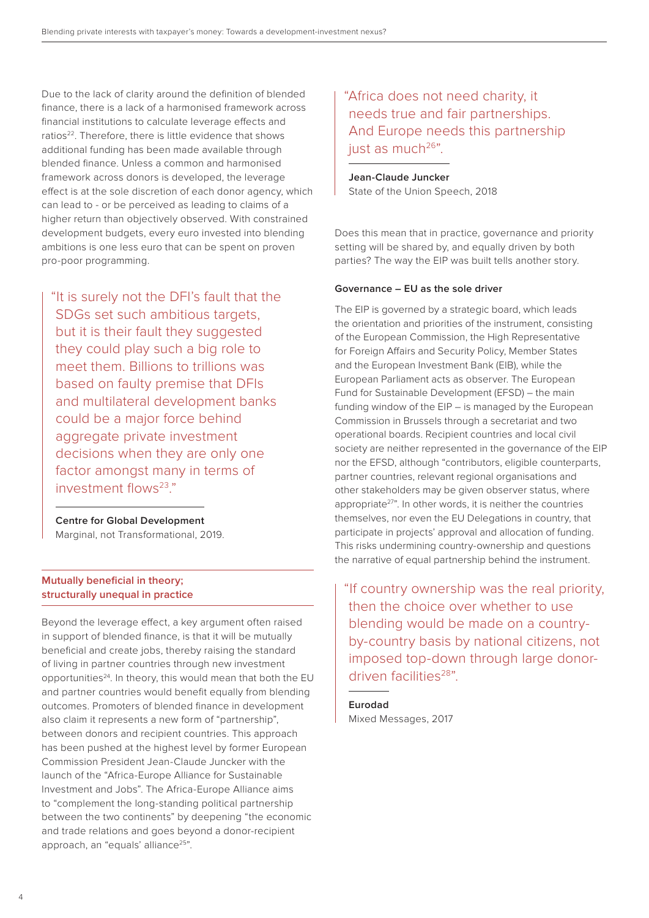Due to the lack of clarity around the definition of blended finance, there is a lack of a harmonised framework across financial institutions to calculate leverage effects and ratios[22]. Therefore, there is little evidence that shows additional funding has been made available through blended finance. Unless a common and harmonised framework across donors is developed, the leverage effect is at the sole discretion of each donor agency, which can lead to - or be perceived as leading to claims of a higher return than objectively observed. With constrained development budgets, every euro invested into blending ambitions is one less euro that can be spent on proven pro-poor programming.

> "It is surely not the DFI's fault that the SDGs set such ambitious targets, but it is their fault they suggested they could play such a big role to meet them. Billions to trillions was based on faulty premise that DFIs and multilateral development banks could be a major force behind aggregate private investment decisions when they are only one factor amongst many in terms of investment flows[23]."
>
> **Centre for Global Development**
> Marginal, not Transformational, 2019.

## Mutually beneficial in theory; structurally unequal in practice

Beyond the leverage effect, a key argument often raised in support of blended finance, is that it will be mutually beneficial and create jobs, thereby raising the standard of living in partner countries through new investment opportunities[24]. In theory, this would mean that both the EU and partner countries would benefit equally from blending outcomes. Promoters of blended finance in development also claim it represents a new form of "partnership", between donors and recipient countries. This approach has been pushed at the highest level by former European Commission President Jean-Claude Juncker with the launch of the "Africa-Europe Alliance for Sustainable Investment and Jobs". The Africa-Europe Alliance aims to "complement the long-standing political partnership between the two continents" by deepening "the economic and trade relations and goes beyond a donor-recipient approach, an "equals' alliance[25]".

> "Africa does not need charity, it needs true and fair partnerships. And Europe needs this partnership just as much[26]".
>
> **Jean-Claude Juncker**
> State of the Union Speech, 2018

Does this mean that in practice, governance and priority setting will be shared by, and equally driven by both parties? The way the EIP was built tells another story.

### Governance – EU as the sole driver

The EIP is governed by a strategic board, which leads the orientation and priorities of the instrument, consisting of the European Commission, the High Representative for Foreign Affairs and Security Policy, Member States and the European Investment Bank (EIB), while the European Parliament acts as observer. The European Fund for Sustainable Development (EFSD) – the main funding window of the EIP – is managed by the European Commission in Brussels through a secretariat and two operational boards. Recipient countries and local civil society are neither represented in the governance of the EIP nor the EFSD, although "contributors, eligible counterparts, partner countries, relevant regional organisations and other stakeholders may be given observer status, where appropriate[27]". In other words, it is neither the countries themselves, nor even the EU Delegations in country, that participate in projects' approval and allocation of funding. This risks undermining country-ownership and questions the narrative of equal partnership behind the instrument.

> "If country ownership was the real priority, then the choice over whether to use blending would be made on a country-by-country basis by national citizens, not imposed top-down through large donor-driven facilities[28]".
>
> **Eurodad**
> Mixed Messages, 2017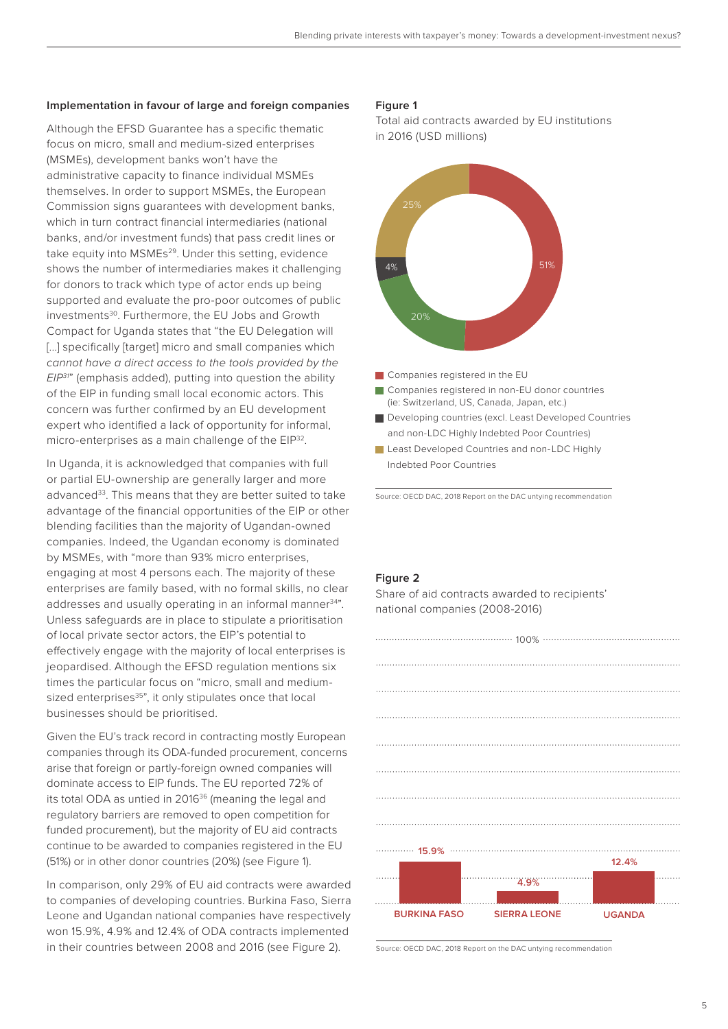### Implementation in favour of large and foreign companies

Although the EFSD Guarantee has a specific thematic focus on micro, small and medium-sized enterprises (MSMEs), development banks won't have the administrative capacity to finance individual MSMEs themselves. In order to support MSMEs, the European Commission signs guarantees with development banks, which in turn contract financial intermediaries (national banks, and/or investment funds) that pass credit lines or take equity into MSMEs[29]. Under this setting, evidence shows the number of intermediaries makes it challenging for donors to track which type of actor ends up being supported and evaluate the pro-poor outcomes of public investments[30]. Furthermore, the EU Jobs and Growth Compact for Uganda states that "the EU Delegation will [...] specifically [target] micro and small companies which *cannot have a direct access to the tools provided by the EIP*[31]" (emphasis added), putting into question the ability of the EIP in funding small local economic actors. This concern was further confirmed by an EU development expert who identified a lack of opportunity for informal, micro-enterprises as a main challenge of the EIP[32].

In Uganda, it is acknowledged that companies with full or partial EU-ownership are generally larger and more advanced[33]. This means that they are better suited to take advantage of the financial opportunities of the EIP or other blending facilities than the majority of Ugandan-owned companies. Indeed, the Ugandan economy is dominated by MSMEs, with "more than 93% micro enterprises, engaging at most 4 persons each. The majority of these enterprises are family based, with no formal skills, no clear addresses and usually operating in an informal manner[34]". Unless safeguards are in place to stipulate a prioritisation of local private sector actors, the EIP's potential to effectively engage with the majority of local enterprises is jeopardised. Although the EFSD regulation mentions six times the particular focus on "micro, small and medium-sized enterprises[35]", it only stipulates once that local businesses should be prioritised.

Given the EU's track record in contracting mostly European companies through its ODA-funded procurement, concerns arise that foreign or partly-foreign owned companies will dominate access to EIP funds. The EU reported 72% of its total ODA as untied in 2016[36] (meaning the legal and regulatory barriers are removed to open competition for funded procurement), but the majority of EU aid contracts continue to be awarded to companies registered in the EU (51%) or in other donor countries (20%) (see Figure 1).

In comparison, only 29% of EU aid contracts were awarded to companies of developing countries. Burkina Faso, Sierra Leone and Ugandan national companies have respectively won 15.9%, 4.9% and 12.4% of ODA contracts implemented in their countries between 2008 and 2016 (see Figure 2).

**Figure 1**

Total aid contracts awarded by EU institutions in 2016 (USD millions)

| Category | Share |
|---|---|
| Companies registered in the EU | 51% |
| Companies registered in non-EU donor countries (ie: Switzerland, US, Canada, Japan, etc.) | 20% |
| Developing countries (excl. Least Developed Countries and non-LDC Highly Indebted Poor Countries) | 4% |
| Least Developed Countries and non-LDC Highly Indebted Poor Countries | 25% |

Source: OECD DAC, 2018 Report on the DAC untying recommendation

**Figure 2**

Share of aid contracts awarded to recipients' national companies (2008-2016)

| Country | Share |
|---|---|
| BURKINA FASO | 15.9% |
| SIERRA LEONE | 4.9% |
| UGANDA | 12.4% |

Source: OECD DAC, 2018 Report on the DAC untying recommendation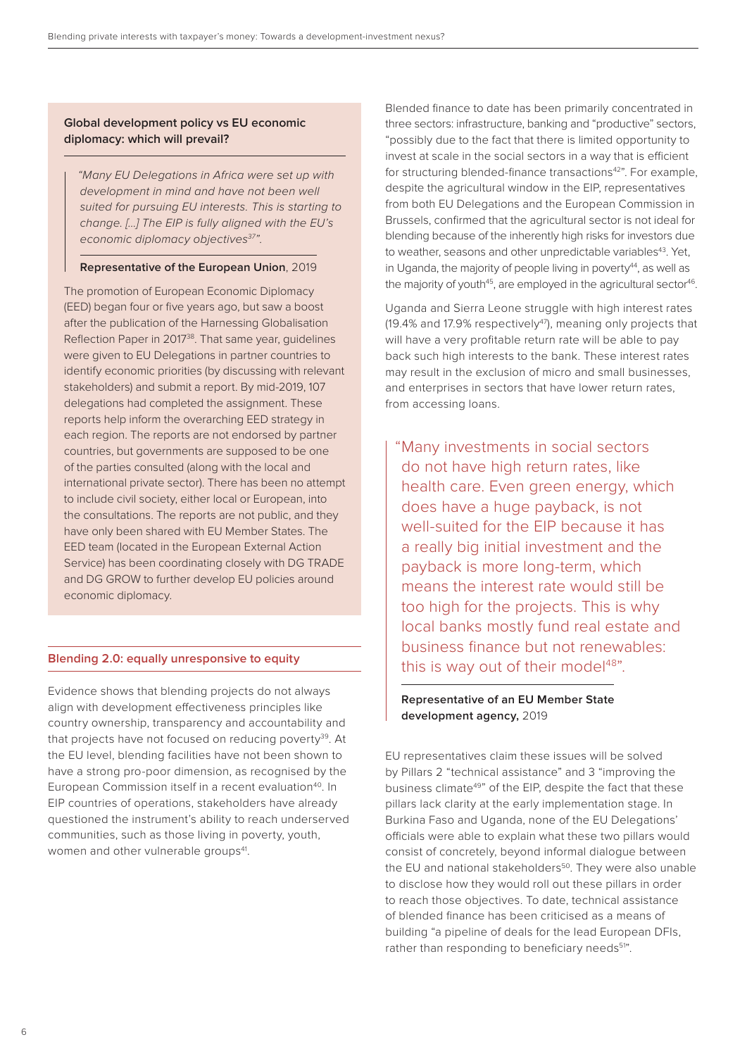### Global development policy vs EU economic diplomacy: which will prevail?

> *"Many EU Delegations in Africa were set up with development in mind and have not been well suited for pursuing EU interests. This is starting to change. [...] The EIP is fully aligned with the EU's economic diplomacy objectives[37]".*
>
> **Representative of the European Union**, 2019

The promotion of European Economic Diplomacy (EED) began four or five years ago, but saw a boost after the publication of the Harnessing Globalisation Reflection Paper in 2017[38]. That same year, guidelines were given to EU Delegations in partner countries to identify economic priorities (by discussing with relevant stakeholders) and submit a report. By mid-2019, 107 delegations had completed the assignment. These reports help inform the overarching EED strategy in each region. The reports are not endorsed by partner countries, but governments are supposed to be one of the parties consulted (along with the local and international private sector). There has been no attempt to include civil society, either local or European, into the consultations. The reports are not public, and they have only been shared with EU Member States. The EED team (located in the European External Action Service) has been coordinating closely with DG TRADE and DG GROW to further develop EU policies around economic diplomacy.

### Blending 2.0: equally unresponsive to equity

Evidence shows that blending projects do not always align with development effectiveness principles like country ownership, transparency and accountability and that projects have not focused on reducing poverty[39]. At the EU level, blending facilities have not been shown to have a strong pro-poor dimension, as recognised by the European Commission itself in a recent evaluation[40]. In EIP countries of operations, stakeholders have already questioned the instrument's ability to reach underserved communities, such as those living in poverty, youth, women and other vulnerable groups[41].

Blended finance to date has been primarily concentrated in three sectors: infrastructure, banking and "productive" sectors, "possibly due to the fact that there is limited opportunity to invest at scale in the social sectors in a way that is efficient for structuring blended-finance transactions[42]". For example, despite the agricultural window in the EIP, representatives from both EU Delegations and the European Commission in Brussels, confirmed that the agricultural sector is not ideal for blending because of the inherently high risks for investors due to weather, seasons and other unpredictable variables[43]. Yet, in Uganda, the majority of people living in poverty[44], as well as the majority of youth[45], are employed in the agricultural sector[46].

Uganda and Sierra Leone struggle with high interest rates (19.4% and 17.9% respectively[47]), meaning only projects that will have a very profitable return rate will be able to pay back such high interests to the bank. These interest rates may result in the exclusion of micro and small businesses, and enterprises in sectors that have lower return rates, from accessing loans.

> "Many investments in social sectors do not have high return rates, like health care. Even green energy, which does have a huge payback, is not well-suited for the EIP because it has a really big initial investment and the payback is more long-term, which means the interest rate would still be too high for the projects. This is why local banks mostly fund real estate and business finance but not renewables: this is way out of their model[48]".
>
> **Representative of an EU Member State development agency,** 2019

EU representatives claim these issues will be solved by Pillars 2 "technical assistance" and 3 "improving the business climate[49]" of the EIP, despite the fact that these pillars lack clarity at the early implementation stage. In Burkina Faso and Uganda, none of the EU Delegations' officials were able to explain what these two pillars would consist of concretely, beyond informal dialogue between the EU and national stakeholders[50]. They were also unable to disclose how they would roll out these pillars in order to reach those objectives. To date, technical assistance of blended finance has been criticised as a means of building "a pipeline of deals for the lead European DFIs, rather than responding to beneficiary needs[51]".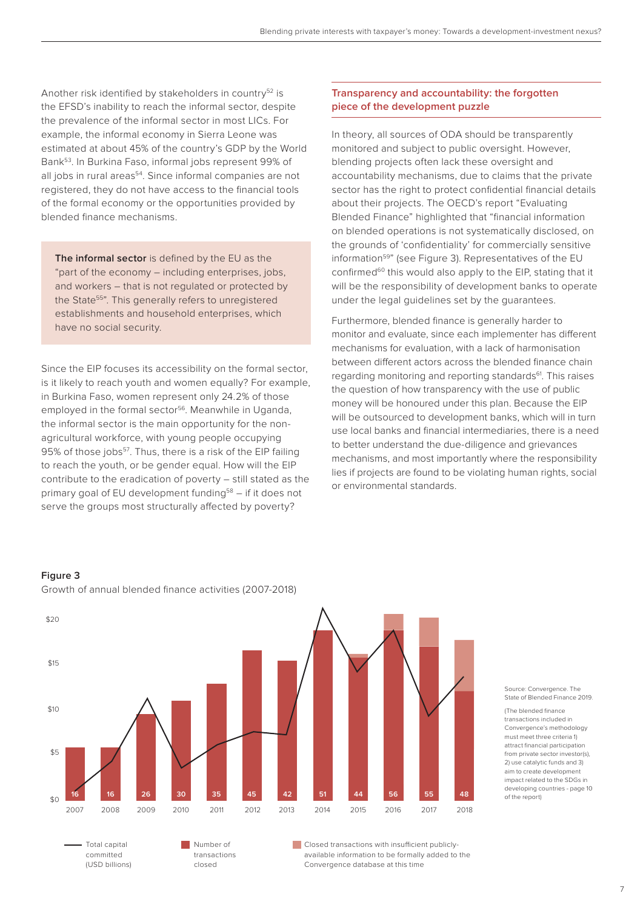Another risk identified by stakeholders in country[52] is the EFSD's inability to reach the informal sector, despite the prevalence of the informal sector in most LICs. For example, the informal economy in Sierra Leone was estimated at about 45% of the country's GDP by the World Bank[53]. In Burkina Faso, informal jobs represent 99% of all jobs in rural areas[54]. Since informal companies are not registered, they do not have access to the financial tools of the formal economy or the opportunities provided by blended finance mechanisms.

> **The informal sector** is defined by the EU as the "part of the economy – including enterprises, jobs, and workers – that is not regulated or protected by the State[55]". This generally refers to unregistered establishments and household enterprises, which have no social security.

Since the EIP focuses its accessibility on the formal sector, is it likely to reach youth and women equally? For example, in Burkina Faso, women represent only 24.2% of those employed in the formal sector[56]. Meanwhile in Uganda, the informal sector is the main opportunity for the non-agricultural workforce, with young people occupying 95% of those jobs[57]. Thus, there is a risk of the EIP failing to reach the youth, or be gender equal. How will the EIP contribute to the eradication of poverty – still stated as the primary goal of EU development funding[58] – if it does not serve the groups most structurally affected by poverty?

### Transparency and accountability: the forgotten piece of the development puzzle

In theory, all sources of ODA should be transparently monitored and subject to public oversight. However, blending projects often lack these oversight and accountability mechanisms, due to claims that the private sector has the right to protect confidential financial details about their projects. The OECD's report "Evaluating Blended Finance" highlighted that "financial information on blended operations is not systematically disclosed, on the grounds of 'confidentiality' for commercially sensitive information[59]" (see Figure 3). Representatives of the EU confirmed[60] this would also apply to the EIP, stating that it will be the responsibility of development banks to operate under the legal guidelines set by the guarantees.

Furthermore, blended finance is generally harder to monitor and evaluate, since each implementer has different mechanisms for evaluation, with a lack of harmonisation between different actors across the blended finance chain regarding monitoring and reporting standards[61]. This raises the question of how transparency with the use of public money will be honoured under this plan. Because the EIP will be outsourced to development banks, which will in turn use local banks and financial intermediaries, there is a need to better understand the due-diligence and grievances mechanisms, and most importantly where the responsibility lies if projects are found to be violating human rights, social or environmental standards.

**Figure 3**

Growth of annual blended finance activities (2007-2018)

| Year | Number of transactions closed |
|---|---|
| 2007 | 16 |
| 2008 | 16 |
| 2009 | 26 |
| 2010 | 30 |
| 2011 | 35 |
| 2012 | 45 |
| 2013 | 42 |
| 2014 | 51 |
| 2015 | 44 |
| 2016 | 56 |
| 2017 | 55 |
| 2018 | 48 |

Legend: Total capital committed (USD billions); Number of transactions closed; Closed transactions with insufficient publicly-available information to be formally added to the Convergence database at this time

Source: Convergence. The State of Blended Finance 2019.

(The blended finance transactions included in Convergence's methodology must meet three criteria 1) attract financial participation from private sector investor(s), 2) use catalytic funds and 3) aim to create development impact related to the SDGs in developing countries - page 10 of the report)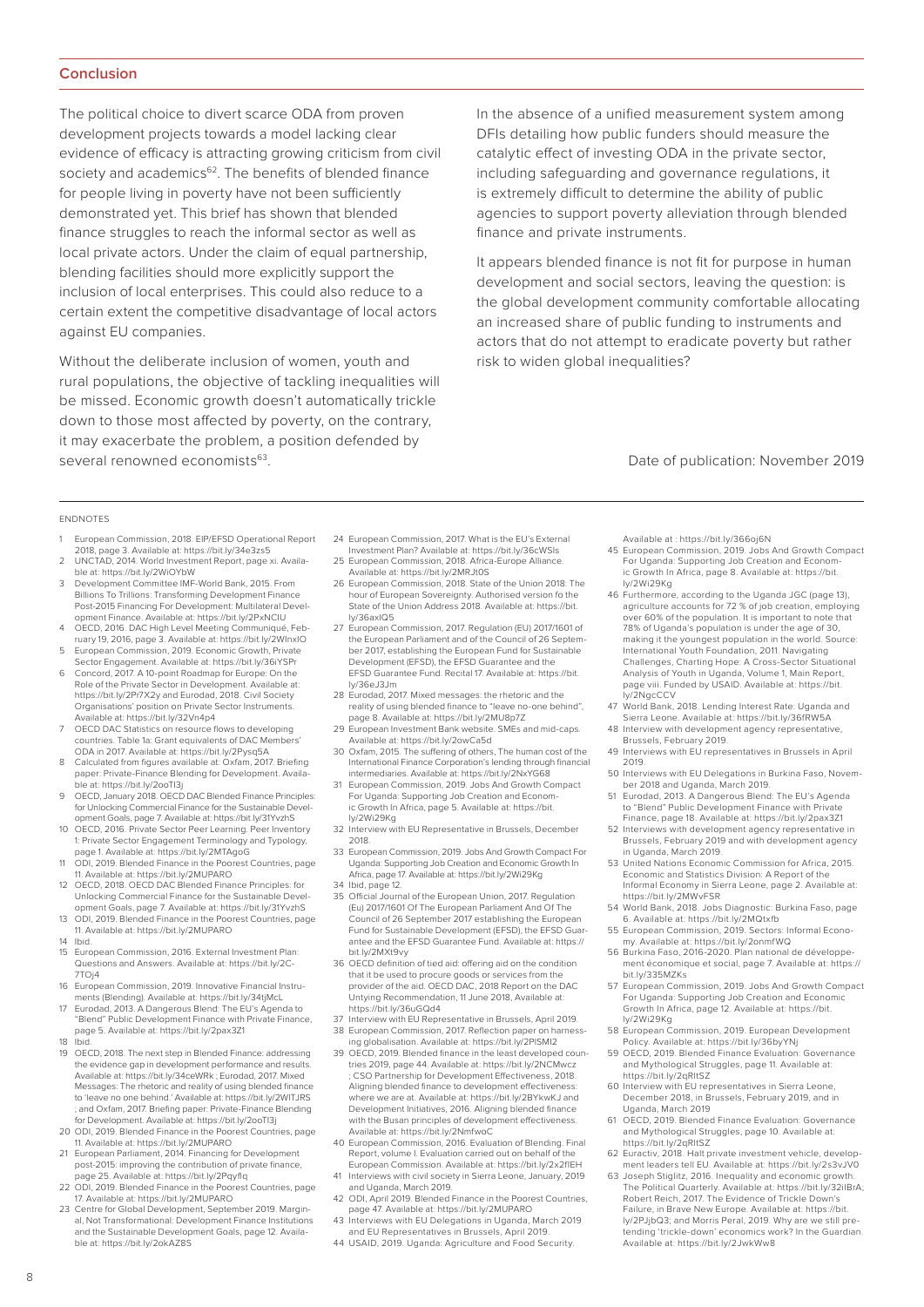## Conclusion

The political choice to divert scarce ODA from proven development projects towards a model lacking clear evidence of efficacy is attracting growing criticism from civil society and academics[62]. The benefits of blended finance for people living in poverty have not been sufficiently demonstrated yet. This brief has shown that blended finance struggles to reach the informal sector as well as local private actors. Under the claim of equal partnership, blending facilities should more explicitly support the inclusion of local enterprises. This could also reduce to a certain extent the competitive disadvantage of local actors against EU companies.

Without the deliberate inclusion of women, youth and rural populations, the objective of tackling inequalities will be missed. Economic growth doesn't automatically trickle down to those most affected by poverty, on the contrary, it may exacerbate the problem, a position defended by several renowned economists[63].

In the absence of a unified measurement system among DFIs detailing how public funders should measure the catalytic effect of investing ODA in the private sector, including safeguarding and governance regulations, it is extremely difficult to determine the ability of public agencies to support poverty alleviation through blended finance and private instruments.

It appears blended finance is not fit for purpose in human development and social sectors, leaving the question: is the global development community comfortable allocating an increased share of public funding to instruments and actors that do not attempt to eradicate poverty but rather risk to widen global inequalities?

Date of publication: November 2019

### ENDNOTES

1. European Commission, 2018. EIP/EFSD Operational Report 2018, page 3. Available at: https://bit.ly/34e3zs5
2. UNCTAD, 2014. World Investment Report, page xi. Available at: https://bit.ly/2WiOYbW
3. Development Committee IMF-World Bank, 2015. From Billions To Trillions: Transforming Development Finance Post-2015 Financing For Development: Multilateral Development Finance. Available at: https://bit.ly/2PxNClU
4. OECD, 2016. DAC High Level Meeting Communiqué, February 19, 2016, page 3. Available at: https://bit.ly/2WInxlO
5. European Commission, 2019. Economic Growth, Private Sector Engagement. Available at: https://bit.ly/36iYSPr
6. Concord, 2017. A 10-point Roadmap for Europe: On the Role of the Private Sector in Development. Available at: https://bit.ly/2Pr7X2y and Eurodad, 2018. Civil Society Organisations' position on Private Sector Instruments. Available at: https://bit.ly/32Vn4p4
7. OECD DAC Statistics on resource flows to developing countries. Table 1a: Grant equivalents of DAC Members' ODA in 2017. Available at: https://bit.ly/2Pysq5A
8. Calculated from figures available at: Oxfam, 2017. Briefing paper: Private-Finance Blending for Development. Available at: https://bit.ly/2ooTI3j
9. OECD, January 2018. OECD DAC Blended Finance Principles: for Unlocking Commercial Finance for the Sustainable Development Goals, page 7. Available at: https://bit.ly/31YvzhS
10. OECD, 2016. Private Sector Peer Learning. Peer Inventory 1: Private Sector Engagement Terminology and Typology, page 1. Available at: https://bit.ly/2MTAgoG
11. ODI, 2019. Blended Finance in the Poorest Countries, page 11. Available at: https://bit.ly/2MUPARO
12. OECD, 2018. OECD DAC Blended Finance Principles: for Unlocking Commercial Finance for the Sustainable Development Goals, page 7. Available at: https://bit.ly/31YvzhS
13. ODI, 2019. Blended Finance in the Poorest Countries, page 11. Available at: https://bit.ly/2MUPARO
14. Ibid.
15. European Commission, 2016. External Investment Plan: Questions and Answers. Available at: https://bit.ly/2C-7TOj4
16. European Commission, 2019. Innovative Financial Instruments (Blending). Available at: https://bit.ly/34tjMcL
17. Eurodad, 2013. A Dangerous Blend: The EU's Agenda to "Blend" Public Development Finance with Private Finance, page 5. Available at: https://bit.ly/2pax3Z1
18. Ibid.
19. OECD, 2018. The next step in Blended Finance: addressing the evidence gap in development performance and results. Available at: https://bit.ly/34ceWRk ; Eurodad, 2017. Mixed Messages: The rhetoric and reality of using blended finance to 'leave no one behind.' Available at: https://bit.ly/2WlTJRS ; and Oxfam, 2017. Briefing paper: Private-Finance Blending for Development. Available at: https://bit.ly/2ooTI3j
20. ODI, 2019. Blended Finance in the Poorest Countries, page 11. Available at: https://bit.ly/2MUPARO
21. European Parliament, 2014. Financing for Development post-2015: improving the contribution of private finance, page 25. Available at: https://bit.ly/2Pqyflq
22. ODI, 2019. Blended Finance in the Poorest Countries, page 17. Available at: https://bit.ly/2MUPARO
23. Centre for Global Development, September 2019. Marginal, Not Transformational: Development Finance Institutions and the Sustainable Development Goals, page 12. Available at: https://bit.ly/2okAZ8S
24. European Commission, 2017. What is the EU's External Investment Plan? Available at: https://bit.ly/36cWSls
25. European Commission, 2018. Africa-Europe Alliance. Available at: https://bit.ly/2MRJt0S
26. European Commission, 2018. State of the Union 2018: The hour of European Sovereignty. Authorised version fo the State of the Union Address 2018. Available at: https://bit.ly/36axlQ5
27. European Commission, 2017. Regulation (EU) 2017/1601 of the European Parliament and of the Council of 26 September 2017, establishing the European Fund for Sustainable Development (EFSD), the EFSD Guarantee and the EFSD Guarantee Fund. Recital 17. Available at: https://bit.ly/36eJ3Jm
28. Eurodad, 2017. Mixed messages: the rhetoric and the reality of using blended finance to "leave no-one behind", page 8. Available at: https://bit.ly/2MU8p7Z
29. European Investment Bank website. SMEs and mid-caps. Available at: https://bit.ly/2owCa5d
30. Oxfam, 2015. The suffering of others, The human cost of the International Finance Corporation's lending through financial intermediaries. Available at: https://bit.ly/2NxYG68
31. European Commission, 2019. Jobs And Growth Compact For Uganda: Supporting Job Creation and Economic Growth In Africa, page 5. Available at: https://bit.ly/2Wi29Kg
32. Interview with EU Representative in Brussels, December 2018.
33. European Commission, 2019. Jobs And Growth Compact For Uganda: Supporting Job Creation and Economic Growth In Africa, page 17. Available at: https://bit.ly/2Wi29Kg
34. Ibid, page 12.
35. Official Journal of the European Union, 2017. Regulation (Eu) 2017/1601 Of The European Parliament And Of The Council of 26 September 2017 establishing the European Fund for Sustainable Development (EFSD), the EFSD Guarantee and the EFSD Guarantee Fund. Available at: https://bit.ly/2MXt9vy
36. OECD definition of tied aid: offering aid on the condition that it be used to procure goods or services from the provider of the aid. OECD DAC, 2018 Report on the DAC Untying Recommendation, 11 June 2018, Available at: https://bit.ly/36uGQd4
37. Interview with EU Representative in Brussels, April 2019.
38. European Commission, 2017. Reflection paper on harnessing globalisation. Available at: https://bit.ly/2PlSMl2
39. OECD, 2019. Blended finance in the least developed countries 2019, page 44. Available at: https://bit.ly/2NCMwcz ; CSO Partnership for Development Effectiveness, 2018. Aligning blended finance to development effectiveness: where we are at. Available at: https://bit.ly/2BYkwKJ and Development Initiatives, 2016. Aligning blended finance with the Busan principles of development effectiveness. Available at: https://bit.ly/2NmfwoC
40. European Commission, 2016. Evaluation of Blending. Final Report, volume I. Evaluation carried out on behalf of the European Commission. Available at: https://bit.ly/2x2flEH
41. Interviews with civil society in Sierra Leone, January, 2019 and Uganda, March 2019.
42. ODI, April 2019. Blended Finance in the Poorest Countries, page 47. Available at: https://bit.ly/2MUPARO
43. Interviews with EU Delegations in Uganda, March 2019 and EU Representatives in Brussels, April 2019.
44. USAID, 2019. Uganda: Agriculture and Food Security. Available at : https://bit.ly/366oj6N
45. European Commission, 2019. Jobs And Growth Compact For Uganda: Supporting Job Creation and Economic Growth In Africa, page 8. Available at: https://bit.ly/2Wi29Kg
46. Furthermore, according to the Uganda JGC (page 13), agriculture accounts for 72 % of job creation, employing over 60% of the population. It is important to note that 78% of Uganda's population is under the age of 30, making it the youngest population in the world. Source: International Youth Foundation, 2011. Navigating Challenges, Charting Hope: A Cross-Sector Situational Analysis of Youth in Uganda, Volume 1, Main Report, page viii. Funded by USAID. Available at: https://bit.ly/2NgcCCV
47. World Bank, 2018. Lending Interest Rate: Uganda and Sierra Leone. Available at: https://bit.ly/36fRW5A
48. Interview with development agency representative, Brussels, February 2019.
49. Interviews with EU representatives in Brussels in April 2019.
50. Interviews with EU Delegations in Burkina Faso, November 2018 and Uganda, March 2019.
51. Eurodad, 2013. A Dangerous Blend: The EU's Agenda to "Blend" Public Development Finance with Private Finance, page 18. Available at: https://bit.ly/2pax3Z1
52. Interviews with development agency representative in Brussels, February 2019 and with development agency in Uganda, March 2019.
53. United Nations Economic Commission for Africa, 2015. Economic and Statistics Division: A Report of the Informal Economy in Sierra Leone, page 2. Available at: https://bit.ly/2MWvFSR
54. World Bank, 2018. Jobs Diagnostic: Burkina Faso, page 6. Available at: https://bit.ly/2MQtxfb
55. European Commission, 2019. Sectors: Informal Economy. Available at: https://bit.ly/2onmfWQ
56. Burkina Faso, 2016-2020. Plan national de développement économique et social, page 7. Available at: https://bit.ly/335MZKs
57. European Commission, 2019. Jobs And Growth Compact For Uganda: Supporting Job Creation and Economic Growth In Africa, page 12. Available at: https://bit.ly/2Wi29Kg
58. European Commission, 2019. European Development Policy. Available at: https://bit.ly/36byYNj
59. OECD, 2019. Blended Finance Evaluation: Governance and Mythological Struggles, page 11. Available at: https://bit.ly/2qRItSZ
60. Interview with EU representatives in Sierra Leone, December 2018, in Brussels, February 2019, and in Uganda, March 2019
61. OECD, 2019. Blended Finance Evaluation: Governance and Mythological Struggles, page 10. Available at: https://bit.ly/2qRItSZ
62. Euractiv, 2018. Halt private investment vehicle, development leaders tell EU. Available at: https://bit.ly/2s3vJV0
63. Joseph Stiglitz, 2016. Inequality and economic growth. The Political Quarterly. Available at: https://bit.ly/32iIBrA; Robert Reich, 2017. The Evidence of Trickle Down's Failure, in Brave New Europe. Available at: https://bit.ly/2PJjbQ3; and Morris Peral, 2019. Why are we still pretending 'trickle-down' economics work? In the Guardian. Available at: https://bit.ly/2JwkWw8